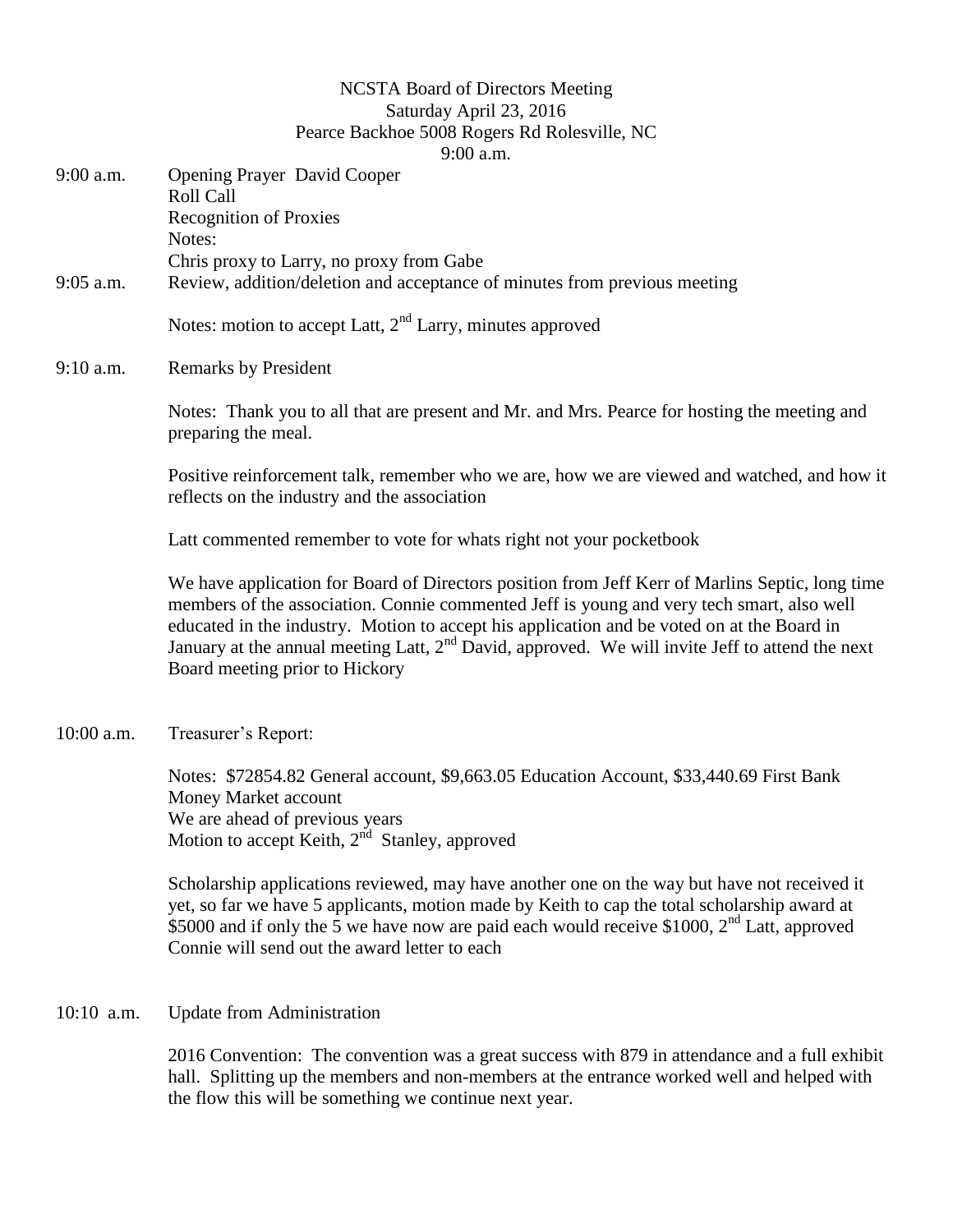NCSTA Board of Directors Meeting
Saturday April 23, 2016
Pearce Backhoe 5008 Rogers Rd Rolesville, NC
9:00 a.m.

9:00 a.m. Opening Prayer David Cooper
Roll Call
Recognition of Proxies
Notes:
Chris proxy to Larry, no proxy from Gabe

9:05 a.m. Review, addition/deletion and acceptance of minutes from previous meeting

Notes: motion to accept Latt, 2nd Larry, minutes approved

9:10 a.m. Remarks by President

Notes: Thank you to all that are present and Mr. and Mrs. Pearce for hosting the meeting and preparing the meal.

Positive reinforcement talk, remember who we are, how we are viewed and watched, and how it reflects on the industry and the association

Latt commented remember to vote for whats right not your pocketbook

We have application for Board of Directors position from Jeff Kerr of Marlins Septic, long time members of the association. Connie commented Jeff is young and very tech smart, also well educated in the industry. Motion to accept his application and be voted on at the Board in January at the annual meeting Latt, 2nd David, approved. We will invite Jeff to attend the next Board meeting prior to Hickory

10:00 a.m. Treasurer's Report:

Notes: $72854.82 General account, $9,663.05 Education Account, $33,440.69 First Bank Money Market account
We are ahead of previous years
Motion to accept Keith, 2nd Stanley, approved

Scholarship applications reviewed, may have another one on the way but have not received it yet, so far we have 5 applicants, motion made by Keith to cap the total scholarship award at $5000 and if only the 5 we have now are paid each would receive $1000, 2nd Latt, approved
Connie will send out the award letter to each

10:10 a.m. Update from Administration

2016 Convention: The convention was a great success with 879 in attendance and a full exhibit hall. Splitting up the members and non-members at the entrance worked well and helped with the flow this will be something we continue next year.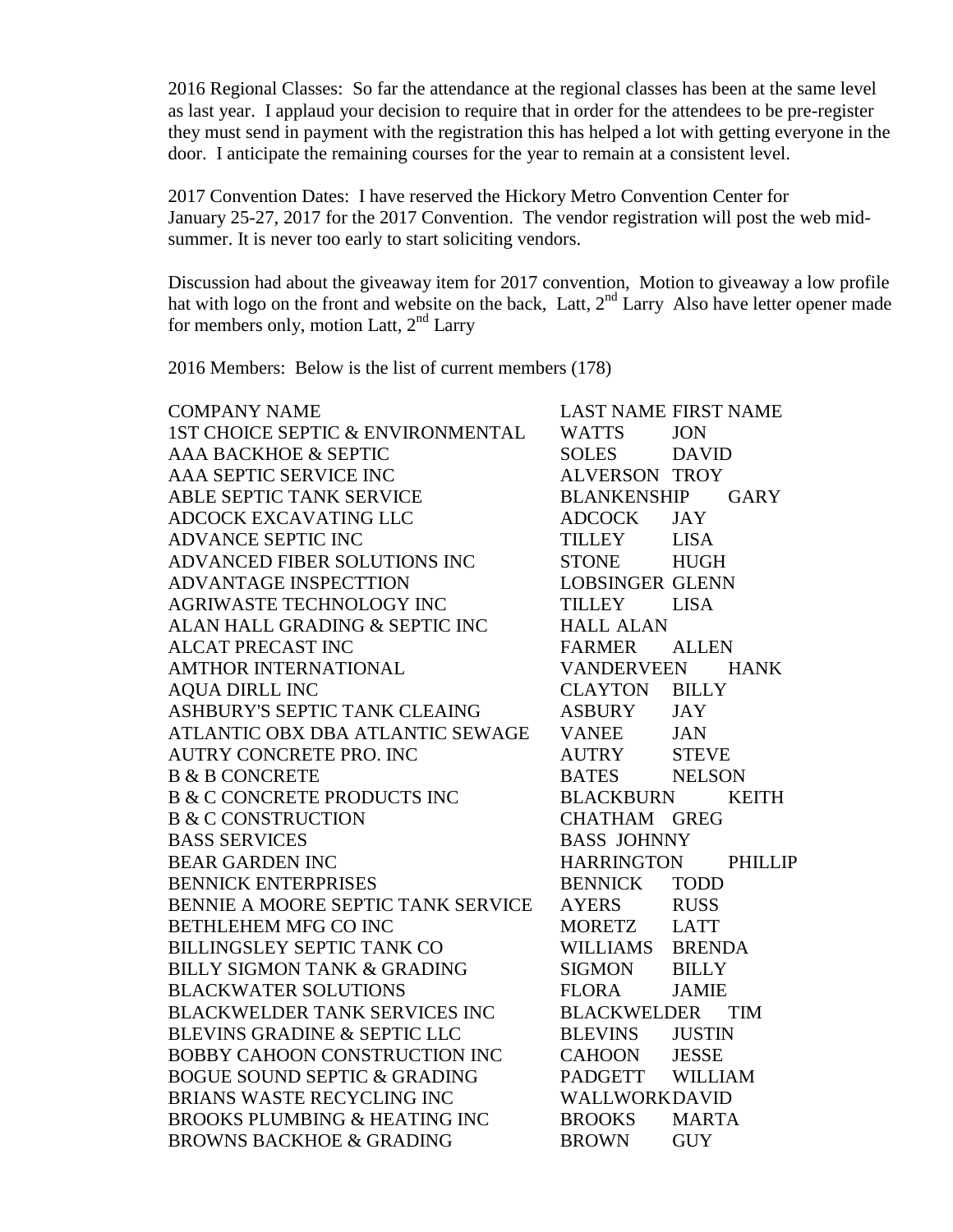2016 Regional Classes: So far the attendance at the regional classes has been at the same level as last year. I applaud your decision to require that in order for the attendees to be pre-register they must send in payment with the registration this has helped a lot with getting everyone in the door. I anticipate the remaining courses for the year to remain at a consistent level.

2017 Convention Dates: I have reserved the Hickory Metro Convention Center for January 25-27, 2017 for the 2017 Convention. The vendor registration will post the web mid-summer. It is never too early to start soliciting vendors.

Discussion had about the giveaway item for 2017 convention, Motion to giveaway a low profile hat with logo on the front and website on the back, Latt, 2nd Larry Also have letter opener made for members only, motion Latt, 2nd Larry

2016 Members: Below is the list of current members (178)

| COMPANY NAME | LAST NAME | FIRST NAME |
|---|---|---|
| 1ST CHOICE SEPTIC & ENVIRONMENTAL | WATTS | JON |
| AAA BACKHOE & SEPTIC | SOLES | DAVID |
| AAA SEPTIC SERVICE INC | ALVERSON | TROY |
| ABLE SEPTIC TANK SERVICE | BLANKENSHIP | GARY |
| ADCOCK EXCAVATING LLC | ADCOCK | JAY |
| ADVANCE SEPTIC INC | TILLEY | LISA |
| ADVANCED FIBER SOLUTIONS INC | STONE | HUGH |
| ADVANTAGE INSPECTTION | LOBSINGER | GLENN |
| AGRIWASTE TECHNOLOGY INC | TILLEY | LISA |
| ALAN HALL GRADING & SEPTIC INC | HALL | ALAN |
| ALCAT PRECAST INC | FARMER | ALLEN |
| AMTHOR INTERNATIONAL | VANDERVEEN | HANK |
| AQUA DIRLL INC | CLAYTON | BILLY |
| ASHBURY'S SEPTIC TANK CLEAING | ASBURY | JAY |
| ATLANTIC OBX DBA ATLANTIC SEWAGE | VANEE | JAN |
| AUTRY CONCRETE PRO. INC | AUTRY | STEVE |
| B & B CONCRETE | BATES | NELSON |
| B & C CONCRETE PRODUCTS INC | BLACKBURN | KEITH |
| B & C CONSTRUCTION | CHATHAM | GREG |
| BASS SERVICES | BASS | JOHNNY |
| BEAR GARDEN INC | HARRINGTON | PHILLIP |
| BENNICK ENTERPRISES | BENNICK | TODD |
| BENNIE A MOORE SEPTIC TANK SERVICE | AYERS | RUSS |
| BETHLEHEM MFG CO INC | MORETZ | LATT |
| BILLINGSLEY SEPTIC TANK CO | WILLIAMS | BRENDA |
| BILLY SIGMON TANK & GRADING | SIGMON | BILLY |
| BLACKWATER SOLUTIONS | FLORA | JAMIE |
| BLACKWELDER TANK SERVICES INC | BLACKWELDER | TIM |
| BLEVINS GRADINE & SEPTIC LLC | BLEVINS | JUSTIN |
| BOBBY CAHOON CONSTRUCTION INC | CAHOON | JESSE |
| BOGUE SOUND SEPTIC & GRADING | PADGETT | WILLIAM |
| BRIANS WASTE RECYCLING INC | WALLWORK | DAVID |
| BROOKS PLUMBING & HEATING INC | BROOKS | MARTA |
| BROWNS BACKHOE & GRADING | BROWN | GUY |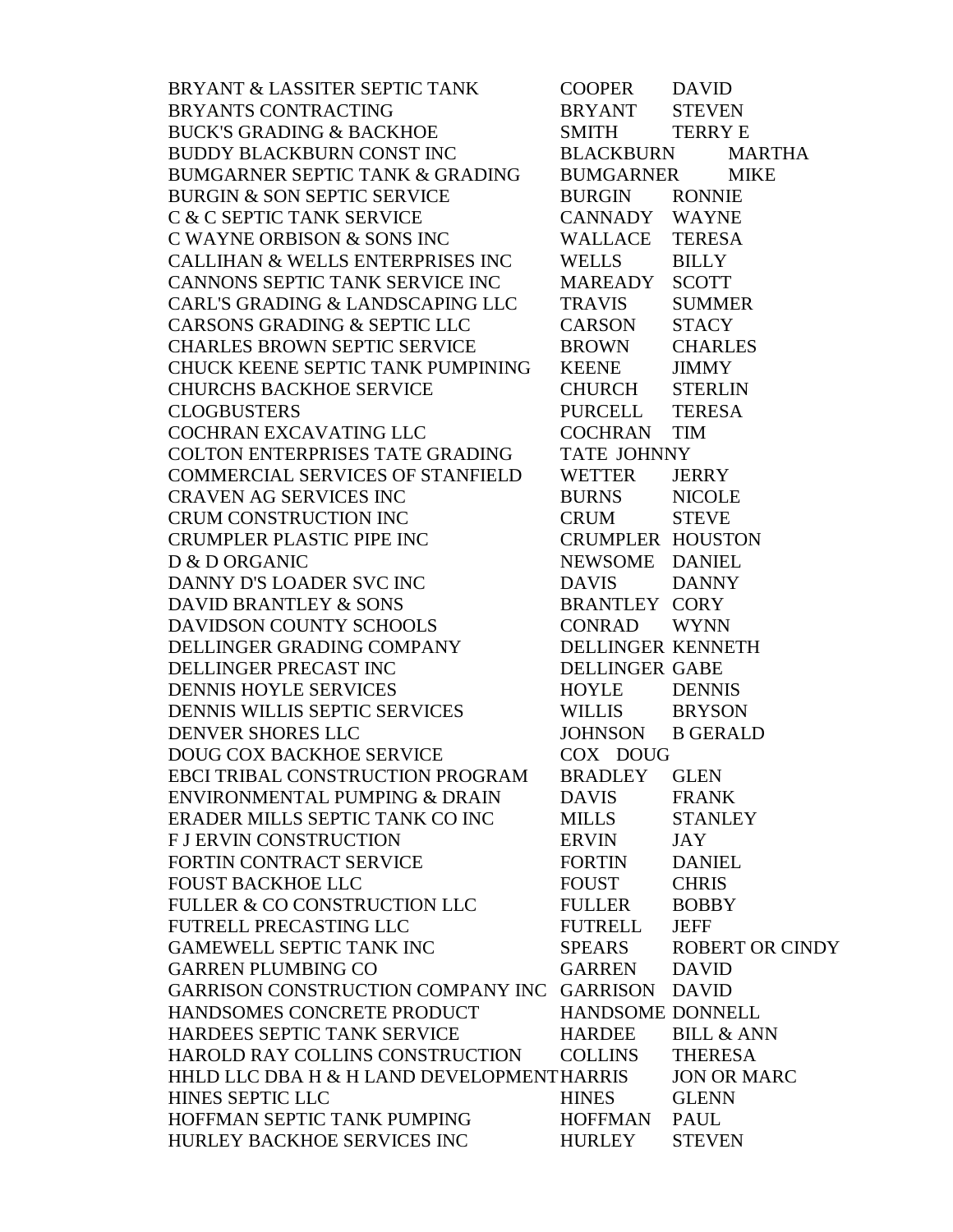| | | |
|---|---|---|
| BRYANT & LASSITER SEPTIC TANK | COOPER | DAVID |
| BRYANTS CONTRACTING | BRYANT | STEVEN |
| BUCK'S GRADING & BACKHOE | SMITH | TERRY E |
| BUDDY BLACKBURN CONST INC | BLACKBURN | MARTHA |
| BUMGARNER SEPTIC TANK & GRADING | BUMGARNER | MIKE |
| BURGIN & SON SEPTIC SERVICE | BURGIN | RONNIE |
| C & C SEPTIC TANK SERVICE | CANNADY | WAYNE |
| C WAYNE ORBISON & SONS INC | WALLACE | TERESA |
| CALLIHAN & WELLS ENTERPRISES INC | WELLS | BILLY |
| CANNONS SEPTIC TANK SERVICE INC | MAREADY | SCOTT |
| CARL'S GRADING & LANDSCAPING LLC | TRAVIS | SUMMER |
| CARSONS GRADING & SEPTIC LLC | CARSON | STACY |
| CHARLES BROWN SEPTIC SERVICE | BROWN | CHARLES |
| CHUCK KEENE SEPTIC TANK PUMPINING | KEENE | JIMMY |
| CHURCHS BACKHOE SERVICE | CHURCH | STERLIN |
| CLOGBUSTERS | PURCELL | TERESA |
| COCHRAN EXCAVATING LLC | COCHRAN | TIM |
| COLTON ENTERPRISES TATE GRADING | TATE | JOHNNY |
| COMMERCIAL SERVICES OF STANFIELD | WETTER | JERRY |
| CRAVEN AG SERVICES INC | BURNS | NICOLE |
| CRUM CONSTRUCTION INC | CRUM | STEVE |
| CRUMPLER PLASTIC PIPE INC | CRUMPLER | HOUSTON |
| D & D ORGANIC | NEWSOME | DANIEL |
| DANNY D'S LOADER SVC INC | DAVIS | DANNY |
| DAVID BRANTLEY & SONS | BRANTLEY | CORY |
| DAVIDSON COUNTY SCHOOLS | CONRAD | WYNN |
| DELLINGER GRADING COMPANY | DELLINGER | KENNETH |
| DELLINGER PRECAST INC | DELLINGER | GABE |
| DENNIS HOYLE SERVICES | HOYLE | DENNIS |
| DENNIS WILLIS SEPTIC SERVICES | WILLIS | BRYSON |
| DENVER SHORES LLC | JOHNSON | B GERALD |
| DOUG COX BACKHOE SERVICE | COX | DOUG |
| EBCI TRIBAL CONSTRUCTION PROGRAM | BRADLEY | GLEN |
| ENVIRONMENTAL PUMPING & DRAIN | DAVIS | FRANK |
| ERADER MILLS SEPTIC TANK CO INC | MILLS | STANLEY |
| F J ERVIN CONSTRUCTION | ERVIN | JAY |
| FORTIN CONTRACT SERVICE | FORTIN | DANIEL |
| FOUST BACKHOE LLC | FOUST | CHRIS |
| FULLER & CO CONSTRUCTION LLC | FULLER | BOBBY |
| FUTRELL PRECASTING LLC | FUTRELL | JEFF |
| GAMEWELL SEPTIC TANK INC | SPEARS | ROBERT OR CINDY |
| GARREN PLUMBING CO | GARREN | DAVID |
| GARRISON CONSTRUCTION COMPANY INC | GARRISON | DAVID |
| HANDSOMES CONCRETE PRODUCT | HANDSOME | DONNELL |
| HARDEES SEPTIC TANK SERVICE | HARDEE | BILL & ANN |
| HAROLD RAY COLLINS CONSTRUCTION | COLLINS | THERESA |
| HHLD LLC DBA H & H LAND DEVELOPMENT | HARRIS | JON OR MARC |
| HINES SEPTIC LLC | HINES | GLENN |
| HOFFMAN SEPTIC TANK PUMPING | HOFFMAN | PAUL |
| HURLEY BACKHOE SERVICES INC | HURLEY | STEVEN |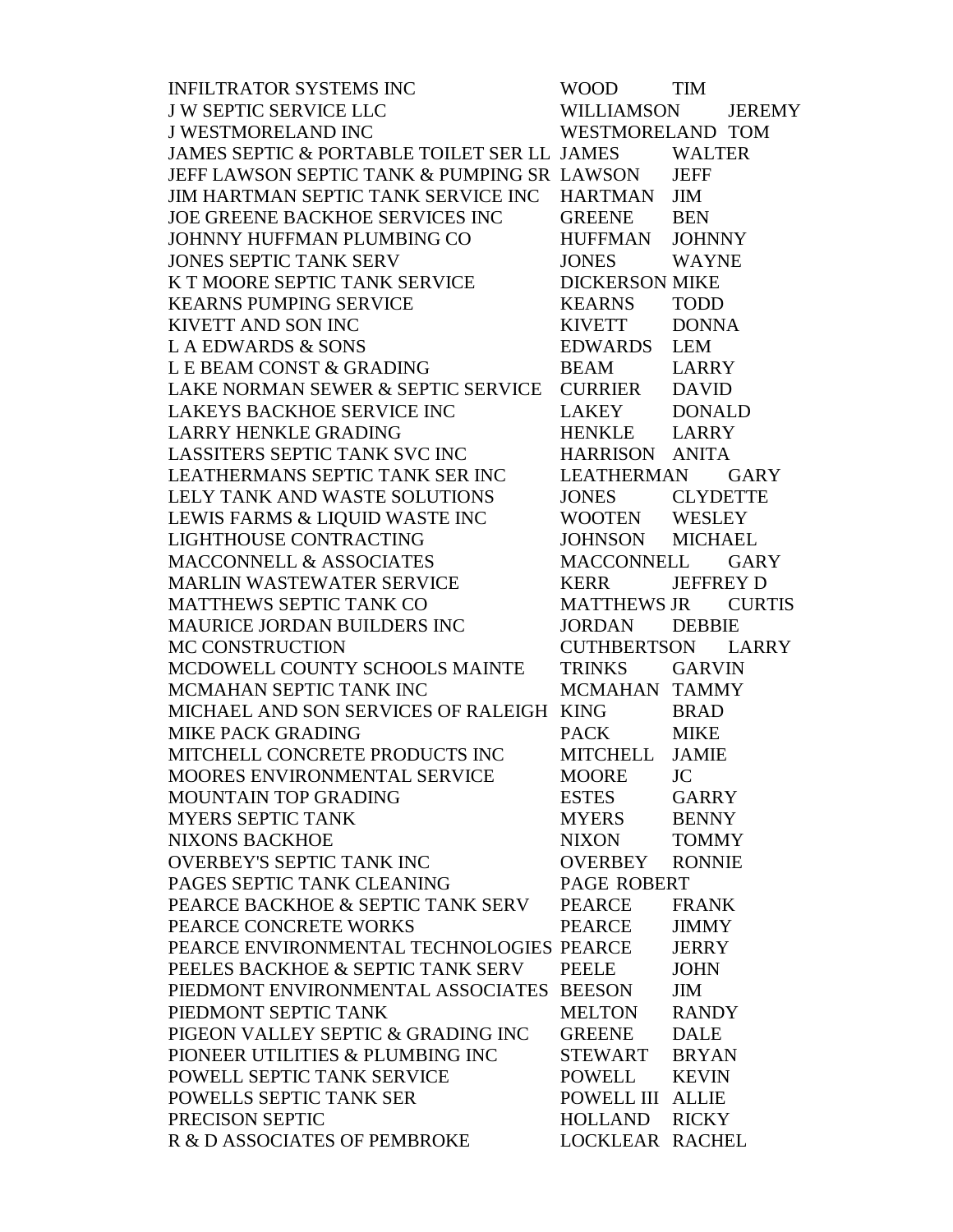| | | |
|---|---|---|
| INFILTRATOR SYSTEMS INC | WOOD | TIM |
| J W SEPTIC SERVICE LLC | WILLIAMSON | JEREMY |
| J WESTMORELAND INC | WESTMORELAND | TOM |
| JAMES SEPTIC & PORTABLE TOILET SER LL | JAMES | WALTER |
| JEFF LAWSON SEPTIC TANK & PUMPING SR | LAWSON | JEFF |
| JIM HARTMAN SEPTIC TANK SERVICE INC | HARTMAN | JIM |
| JOE GREENE BACKHOE SERVICES INC | GREENE | BEN |
| JOHNNY HUFFMAN PLUMBING CO | HUFFMAN | JOHNNY |
| JONES SEPTIC TANK SERV | JONES | WAYNE |
| K T MOORE SEPTIC TANK SERVICE | DICKERSON | MIKE |
| KEARNS PUMPING SERVICE | KEARNS | TODD |
| KIVETT AND SON INC | KIVETT | DONNA |
| L A EDWARDS & SONS | EDWARDS | LEM |
| L E BEAM CONST & GRADING | BEAM | LARRY |
| LAKE NORMAN SEWER & SEPTIC SERVICE | CURRIER | DAVID |
| LAKEYS BACKHOE SERVICE INC | LAKEY | DONALD |
| LARRY HENKLE GRADING | HENKLE | LARRY |
| LASSITERS SEPTIC TANK SVC INC | HARRISON | ANITA |
| LEATHERMANS SEPTIC TANK SER INC | LEATHERMAN | GARY |
| LELY TANK AND WASTE SOLUTIONS | JONES | CLYDETTE |
| LEWIS FARMS & LIQUID WASTE INC | WOOTEN | WESLEY |
| LIGHTHOUSE CONTRACTING | JOHNSON | MICHAEL |
| MACCONNELL & ASSOCIATES | MACCONNELL | GARY |
| MARLIN WASTEWATER SERVICE | KERR | JEFFREY D |
| MATTHEWS SEPTIC TANK CO | MATTHEWS JR | CURTIS |
| MAURICE JORDAN BUILDERS INC | JORDAN | DEBBIE |
| MC CONSTRUCTION | CUTHBERTSON | LARRY |
| MCDOWELL COUNTY SCHOOLS MAINTE | TRINKS | GARVIN |
| MCMAHAN SEPTIC TANK INC | MCMAHAN | TAMMY |
| MICHAEL AND SON SERVICES OF RALEIGH | KING | BRAD |
| MIKE PACK GRADING | PACK | MIKE |
| MITCHELL CONCRETE PRODUCTS INC | MITCHELL | JAMIE |
| MOORES ENVIRONMENTAL SERVICE | MOORE | JC |
| MOUNTAIN TOP GRADING | ESTES | GARRY |
| MYERS SEPTIC TANK | MYERS | BENNY |
| NIXONS BACKHOE | NIXON | TOMMY |
| OVERBEY'S SEPTIC TANK INC | OVERBEY | RONNIE |
| PAGES SEPTIC TANK CLEANING | PAGE | ROBERT |
| PEARCE BACKHOE & SEPTIC TANK SERV | PEARCE | FRANK |
| PEARCE CONCRETE WORKS | PEARCE | JIMMY |
| PEARCE ENVIRONMENTAL TECHNOLOGIES | PEARCE | JERRY |
| PEELES BACKHOE & SEPTIC TANK SERV | PEELE | JOHN |
| PIEDMONT ENVIRONMENTAL ASSOCIATES | BEESON | JIM |
| PIEDMONT SEPTIC TANK | MELTON | RANDY |
| PIGEON VALLEY SEPTIC & GRADING INC | GREENE | DALE |
| PIONEER UTILITIES & PLUMBING INC | STEWART | BRYAN |
| POWELL SEPTIC TANK SERVICE | POWELL | KEVIN |
| POWELLS SEPTIC TANK SER | POWELL III | ALLIE |
| PRECISON SEPTIC | HOLLAND | RICKY |
| R & D ASSOCIATES OF PEMBROKE | LOCKLEAR | RACHEL |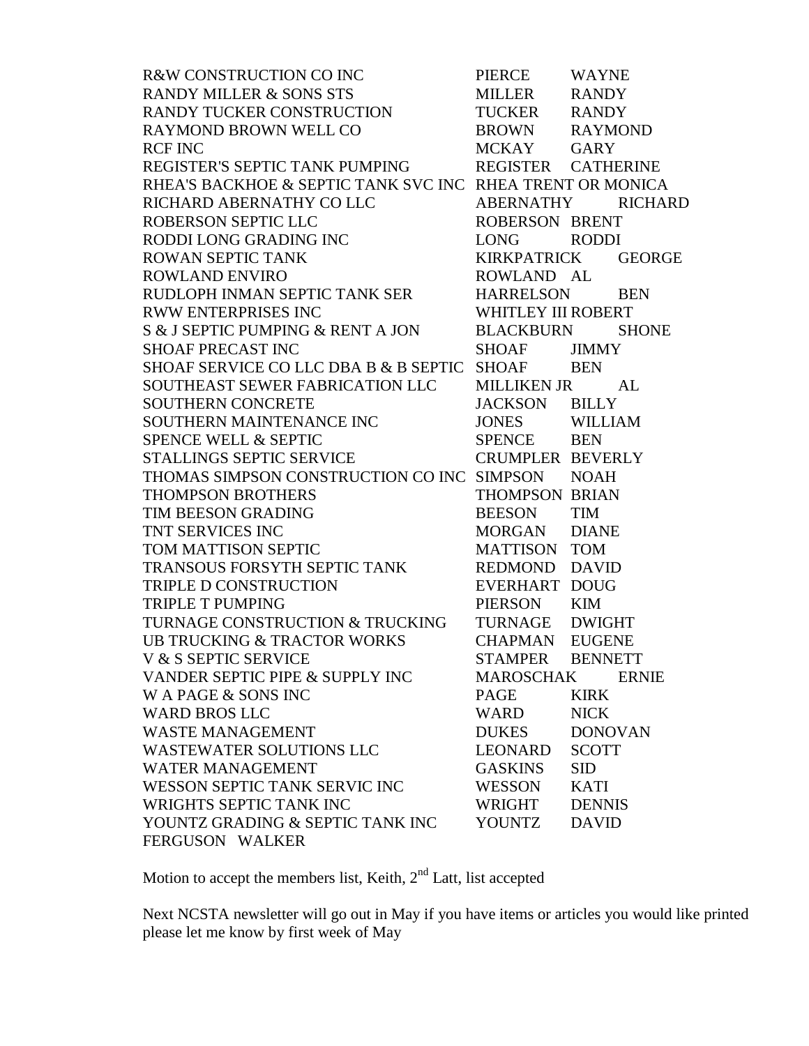| | | |
|---|---|---|
| R&W CONSTRUCTION CO INC | PIERCE | WAYNE |
| RANDY MILLER & SONS STS | MILLER | RANDY |
| RANDY TUCKER CONSTRUCTION | TUCKER | RANDY |
| RAYMOND BROWN WELL CO | BROWN | RAYMOND |
| RCF INC | MCKAY | GARY |
| REGISTER'S SEPTIC TANK PUMPING | REGISTER | CATHERINE |
| RHEA'S BACKHOE & SEPTIC TANK SVC INC | RHEA TRENT OR MONICA | |
| RICHARD ABERNATHY CO LLC | ABERNATHY | RICHARD |
| ROBERSON SEPTIC LLC | ROBERSON | BRENT |
| RODDI LONG GRADING INC | LONG | RODDI |
| ROWAN SEPTIC TANK | KIRKPATRICK | GEORGE |
| ROWLAND ENVIRO | ROWLAND | AL |
| RUDLOPH INMAN SEPTIC TANK SER | HARRELSON | BEN |
| RWW ENTERPRISES INC | WHITLEY III ROBERT | |
| S & J SEPTIC PUMPING & RENT A JON | BLACKBURN | SHONE |
| SHOAF PRECAST INC | SHOAF | JIMMY |
| SHOAF SERVICE CO LLC DBA B & B SEPTIC | SHOAF | BEN |
| SOUTHEAST SEWER FABRICATION LLC | MILLIKEN JR | AL |
| SOUTHERN CONCRETE | JACKSON | BILLY |
| SOUTHERN MAINTENANCE INC | JONES | WILLIAM |
| SPENCE WELL & SEPTIC | SPENCE | BEN |
| STALLINGS SEPTIC SERVICE | CRUMPLER | BEVERLY |
| THOMAS SIMPSON CONSTRUCTION CO INC | SIMPSON | NOAH |
| THOMPSON BROTHERS | THOMPSON | BRIAN |
| TIM BEESON GRADING | BEESON | TIM |
| TNT SERVICES INC | MORGAN | DIANE |
| TOM MATTISON SEPTIC | MATTISON | TOM |
| TRANSOUS FORSYTH SEPTIC TANK | REDMOND | DAVID |
| TRIPLE D CONSTRUCTION | EVERHART | DOUG |
| TRIPLE T PUMPING | PIERSON | KIM |
| TURNAGE CONSTRUCTION & TRUCKING | TURNAGE | DWIGHT |
| UB TRUCKING & TRACTOR WORKS | CHAPMAN | EUGENE |
| V & S SEPTIC SERVICE | STAMPER | BENNETT |
| VANDER SEPTIC PIPE & SUPPLY INC | MAROSCHAK | ERNIE |
| W A PAGE & SONS INC | PAGE | KIRK |
| WARD BROS LLC | WARD | NICK |
| WASTE MANAGEMENT | DUKES | DONOVAN |
| WASTEWATER SOLUTIONS LLC | LEONARD | SCOTT |
| WATER MANAGEMENT | GASKINS | SID |
| WESSON SEPTIC TANK SERVIC INC | WESSON | KATI |
| WRIGHTS SEPTIC TANK INC | WRIGHT | DENNIS |
| YOUNTZ GRADING & SEPTIC TANK INC | YOUNTZ | DAVID |
| FERGUSON WALKER | | |

Motion to accept the members list, Keith, 2nd Latt, list accepted

Next NCSTA newsletter will go out in May if you have items or articles you would like printed please let me know by first week of May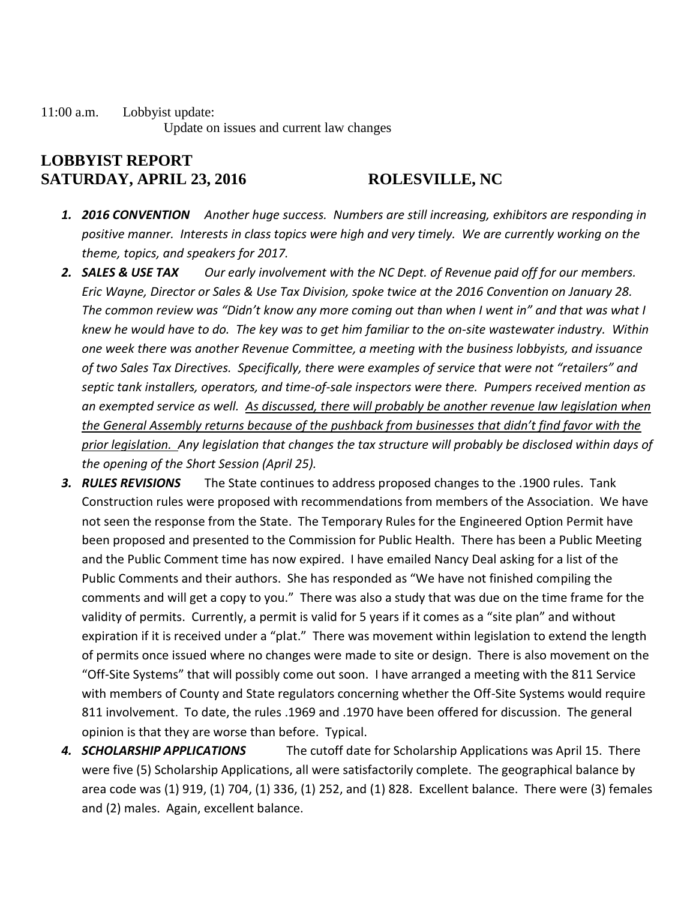11:00 a.m. Lobbyist update:
Update on issues and current law changes

## LOBBYIST REPORT
## SATURDAY, APRIL 23, 2016 ROLESVILLE, NC

1. ***2016 CONVENTION*** *Another huge success. Numbers are still increasing, exhibitors are responding in positive manner. Interests in class topics were high and very timely. We are currently working on the theme, topics, and speakers for 2017.*
2. ***SALES & USE TAX*** *Our early involvement with the NC Dept. of Revenue paid off for our members. Eric Wayne, Director or Sales & Use Tax Division, spoke twice at the 2016 Convention on January 28. The common review was "Didn't know any more coming out than when I went in" and that was what I knew he would have to do. The key was to get him familiar to the on-site wastewater industry. Within one week there was another Revenue Committee, a meeting with the business lobbyists, and issuance of two Sales Tax Directives. Specifically, there were examples of service that were not "retailers" and septic tank installers, operators, and time-of-sale inspectors were there. Pumpers received mention as an exempted service as well. <u>As discussed, there will probably be another revenue law legislation when the General Assembly returns because of the pushback from businesses that didn't find favor with the prior legislation.</u> Any legislation that changes the tax structure will probably be disclosed within days of the opening of the Short Session (April 25).*
3. ***RULES REVISIONS*** The State continues to address proposed changes to the .1900 rules. Tank Construction rules were proposed with recommendations from members of the Association. We have not seen the response from the State. The Temporary Rules for the Engineered Option Permit have been proposed and presented to the Commission for Public Health. There has been a Public Meeting and the Public Comment time has now expired. I have emailed Nancy Deal asking for a list of the Public Comments and their authors. She has responded as "We have not finished compiling the comments and will get a copy to you." There was also a study that was due on the time frame for the validity of permits. Currently, a permit is valid for 5 years if it comes as a "site plan" and without expiration if it is received under a "plat." There was movement within legislation to extend the length of permits once issued where no changes were made to site or design. There is also movement on the "Off-Site Systems" that will possibly come out soon. I have arranged a meeting with the 811 Service with members of County and State regulators concerning whether the Off-Site Systems would require 811 involvement. To date, the rules .1969 and .1970 have been offered for discussion. The general opinion is that they are worse than before. Typical.
4. ***SCHOLARSHIP APPLICATIONS*** The cutoff date for Scholarship Applications was April 15. There were five (5) Scholarship Applications, all were satisfactorily complete. The geographical balance by area code was (1) 919, (1) 704, (1) 336, (1) 252, and (1) 828. Excellent balance. There were (3) females and (2) males. Again, excellent balance.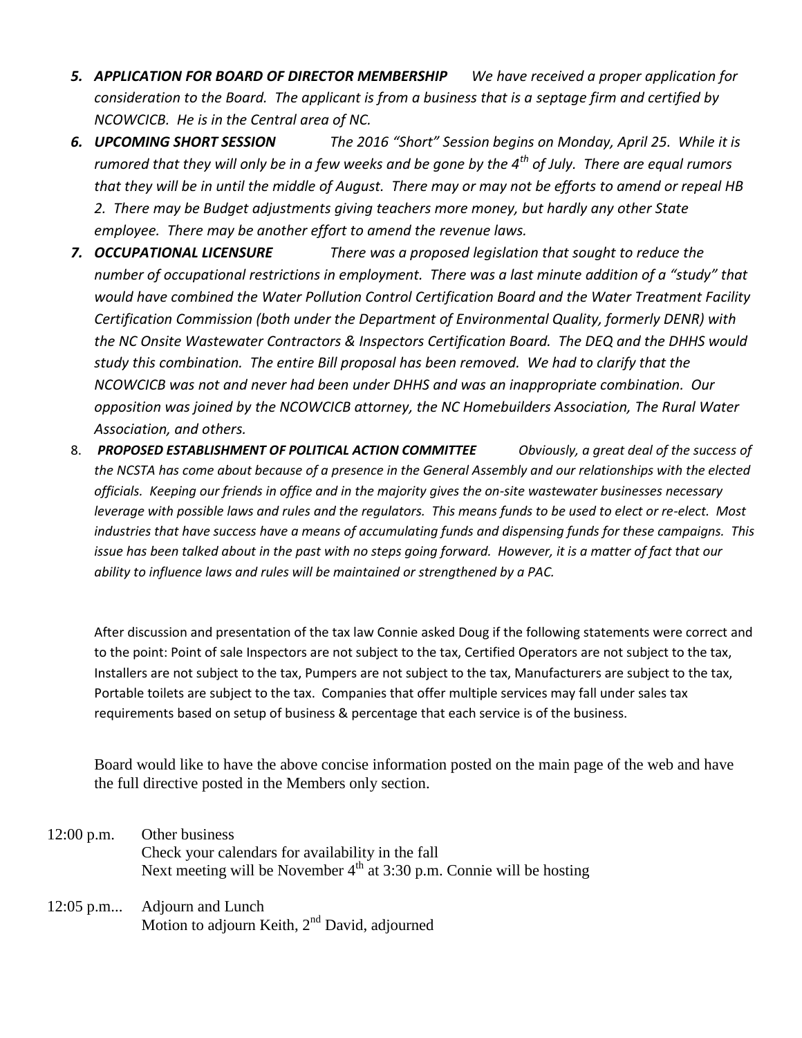5. ***APPLICATION FOR BOARD OF DIRECTOR MEMBERSHIP*** *We have received a proper application for consideration to the Board. The applicant is from a business that is a septage firm and certified by NCOWCICB. He is in the Central area of NC.*
6. ***UPCOMING SHORT SESSION*** *The 2016 "Short" Session begins on Monday, April 25. While it is rumored that they will only be in a few weeks and be gone by the 4th of July. There are equal rumors that they will be in until the middle of August. There may or may not be efforts to amend or repeal HB 2. There may be Budget adjustments giving teachers more money, but hardly any other State employee. There may be another effort to amend the revenue laws.*
7. ***OCCUPATIONAL LICENSURE*** *There was a proposed legislation that sought to reduce the number of occupational restrictions in employment. There was a last minute addition of a "study" that would have combined the Water Pollution Control Certification Board and the Water Treatment Facility Certification Commission (both under the Department of Environmental Quality, formerly DENR) with the NC Onsite Wastewater Contractors & Inspectors Certification Board. The DEQ and the DHHS would study this combination. The entire Bill proposal has been removed. We had to clarify that the NCOWCICB was not and never had been under DHHS and was an inappropriate combination. Our opposition was joined by the NCOWCICB attorney, the NC Homebuilders Association, The Rural Water Association, and others.*
8. ***PROPOSED ESTABLISHMENT OF POLITICAL ACTION COMMITTEE*** *Obviously, a great deal of the success of the NCSTA has come about because of a presence in the General Assembly and our relationships with the elected officials. Keeping our friends in office and in the majority gives the on-site wastewater businesses necessary leverage with possible laws and rules and the regulators. This means funds to be used to elect or re-elect. Most industries that have success have a means of accumulating funds and dispensing funds for these campaigns. This issue has been talked about in the past with no steps going forward. However, it is a matter of fact that our ability to influence laws and rules will be maintained or strengthened by a PAC.*

After discussion and presentation of the tax law Connie asked Doug if the following statements were correct and to the point: Point of sale Inspectors are not subject to the tax, Certified Operators are not subject to the tax, Installers are not subject to the tax, Pumpers are not subject to the tax, Manufacturers are subject to the tax, Portable toilets are subject to the tax. Companies that offer multiple services may fall under sales tax requirements based on setup of business & percentage that each service is of the business.

Board would like to have the above concise information posted on the main page of the web and have the full directive posted in the Members only section.

12:00 p.m. Other business
Check your calendars for availability in the fall
Next meeting will be November 4th at 3:30 p.m. Connie will be hosting

12:05 p.m... Adjourn and Lunch
Motion to adjourn Keith, 2nd David, adjourned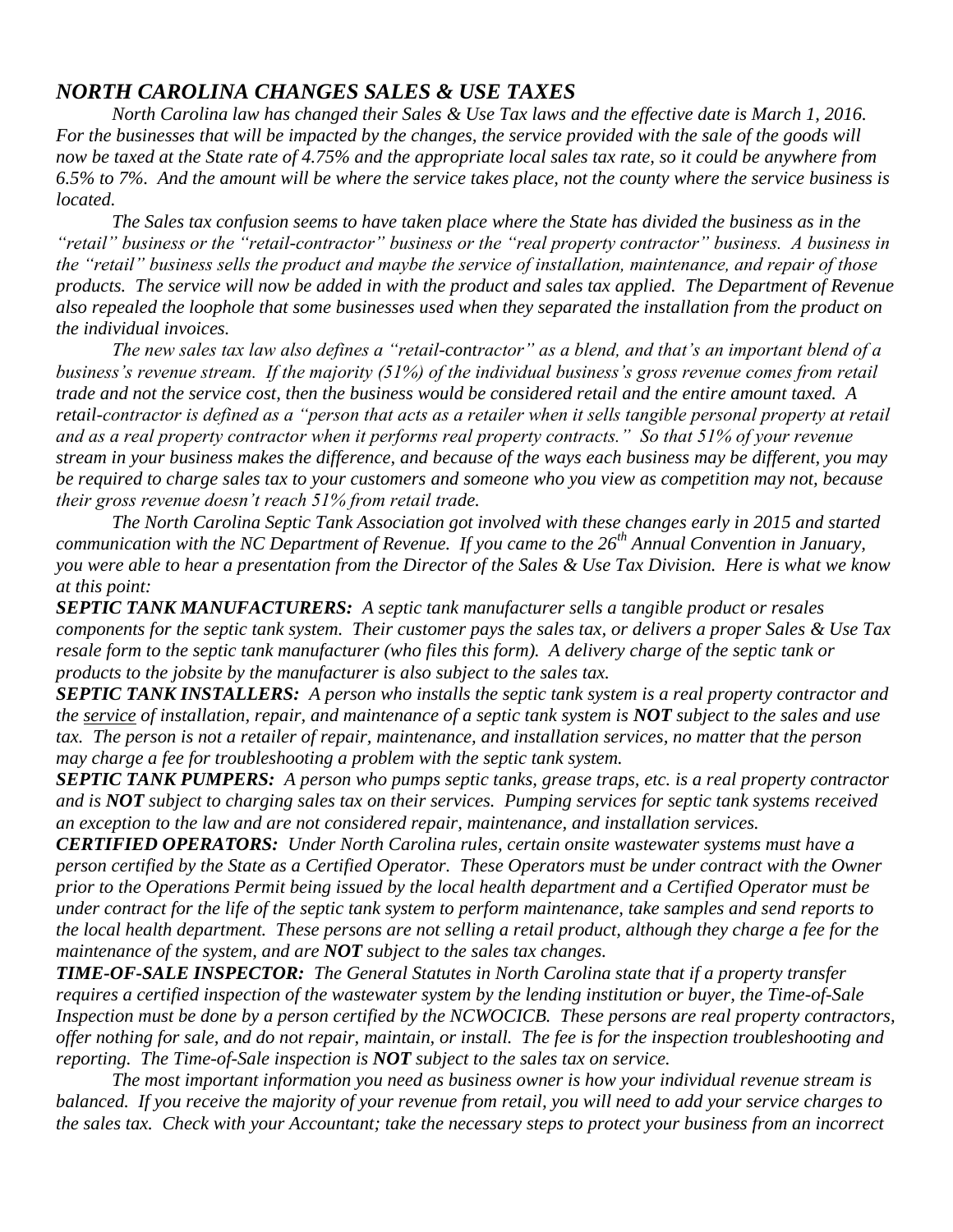## *NORTH CAROLINA CHANGES SALES & USE TAXES*

*North Carolina law has changed their Sales & Use Tax laws and the effective date is March 1, 2016. For the businesses that will be impacted by the changes, the service provided with the sale of the goods will now be taxed at the State rate of 4.75% and the appropriate local sales tax rate, so it could be anywhere from 6.5% to 7%. And the amount will be where the service takes place, not the county where the service business is located.*

*The Sales tax confusion seems to have taken place where the State has divided the business as in the "retail" business or the "retail-contractor" business or the "real property contractor" business. A business in the "retail" business sells the product and maybe the service of installation, maintenance, and repair of those products. The service will now be added in with the product and sales tax applied. The Department of Revenue also repealed the loophole that some businesses used when they separated the installation from the product on the individual invoices.*

*The new sales tax law also defines a "retail-contractor" as a blend, and that's an important blend of a business's revenue stream. If the majority (51%) of the individual business's gross revenue comes from retail trade and not the service cost, then the business would be considered retail and the entire amount taxed. A retail-contractor is defined as a "person that acts as a retailer when it sells tangible personal property at retail and as a real property contractor when it performs real property contracts." So that 51% of your revenue stream in your business makes the difference, and because of the ways each business may be different, you may be required to charge sales tax to your customers and someone who you view as competition may not, because their gross revenue doesn't reach 51% from retail trade.*

*The North Carolina Septic Tank Association got involved with these changes early in 2015 and started communication with the NC Department of Revenue. If you came to the 26th Annual Convention in January, you were able to hear a presentation from the Director of the Sales & Use Tax Division. Here is what we know at this point:*

***SEPTIC TANK MANUFACTURERS:*** *A septic tank manufacturer sells a tangible product or resales components for the septic tank system. Their customer pays the sales tax, or delivers a proper Sales & Use Tax resale form to the septic tank manufacturer (who files this form). A delivery charge of the septic tank or products to the jobsite by the manufacturer is also subject to the sales tax.*

***SEPTIC TANK INSTALLERS:*** *A person who installs the septic tank system is a real property contractor and the service of installation, repair, and maintenance of a septic tank system is **NOT** subject to the sales and use tax. The person is not a retailer of repair, maintenance, and installation services, no matter that the person may charge a fee for troubleshooting a problem with the septic tank system.*

***SEPTIC TANK PUMPERS:*** *A person who pumps septic tanks, grease traps, etc. is a real property contractor and is **NOT** subject to charging sales tax on their services. Pumping services for septic tank systems received an exception to the law and are not considered repair, maintenance, and installation services.*

***CERTIFIED OPERATORS:*** *Under North Carolina rules, certain onsite wastewater systems must have a person certified by the State as a Certified Operator. These Operators must be under contract with the Owner prior to the Operations Permit being issued by the local health department and a Certified Operator must be under contract for the life of the septic tank system to perform maintenance, take samples and send reports to the local health department. These persons are not selling a retail product, although they charge a fee for the maintenance of the system, and are **NOT** subject to the sales tax changes.*

***TIME-OF-SALE INSPECTOR:*** *The General Statutes in North Carolina state that if a property transfer requires a certified inspection of the wastewater system by the lending institution or buyer, the Time-of-Sale Inspection must be done by a person certified by the NCWOCICB. These persons are real property contractors, offer nothing for sale, and do not repair, maintain, or install. The fee is for the inspection troubleshooting and reporting. The Time-of-Sale inspection is **NOT** subject to the sales tax on service.*

*The most important information you need as business owner is how your individual revenue stream is balanced. If you receive the majority of your revenue from retail, you will need to add your service charges to the sales tax. Check with your Accountant; take the necessary steps to protect your business from an incorrect*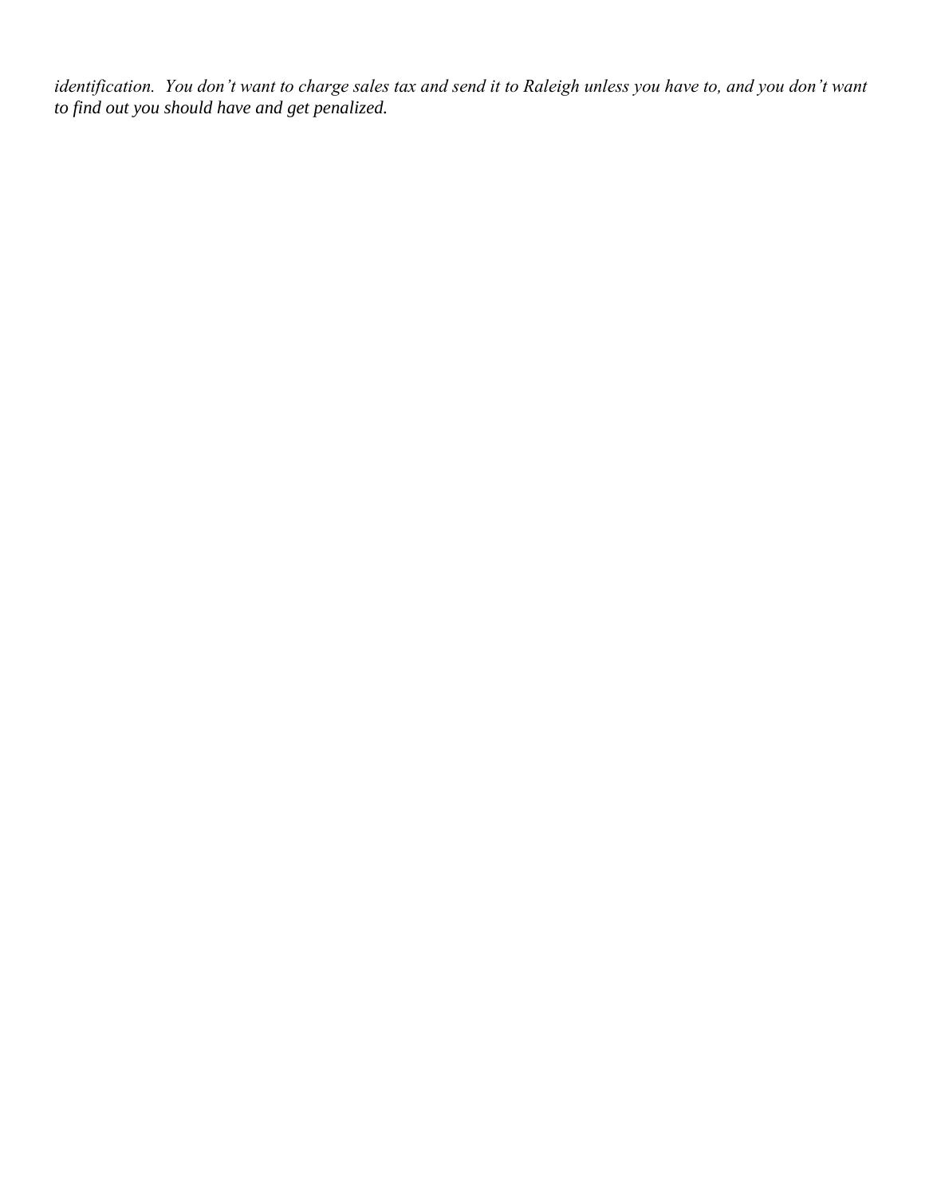*identification. You don't want to charge sales tax and send it to Raleigh unless you have to, and you don't want to find out you should have and get penalized.*